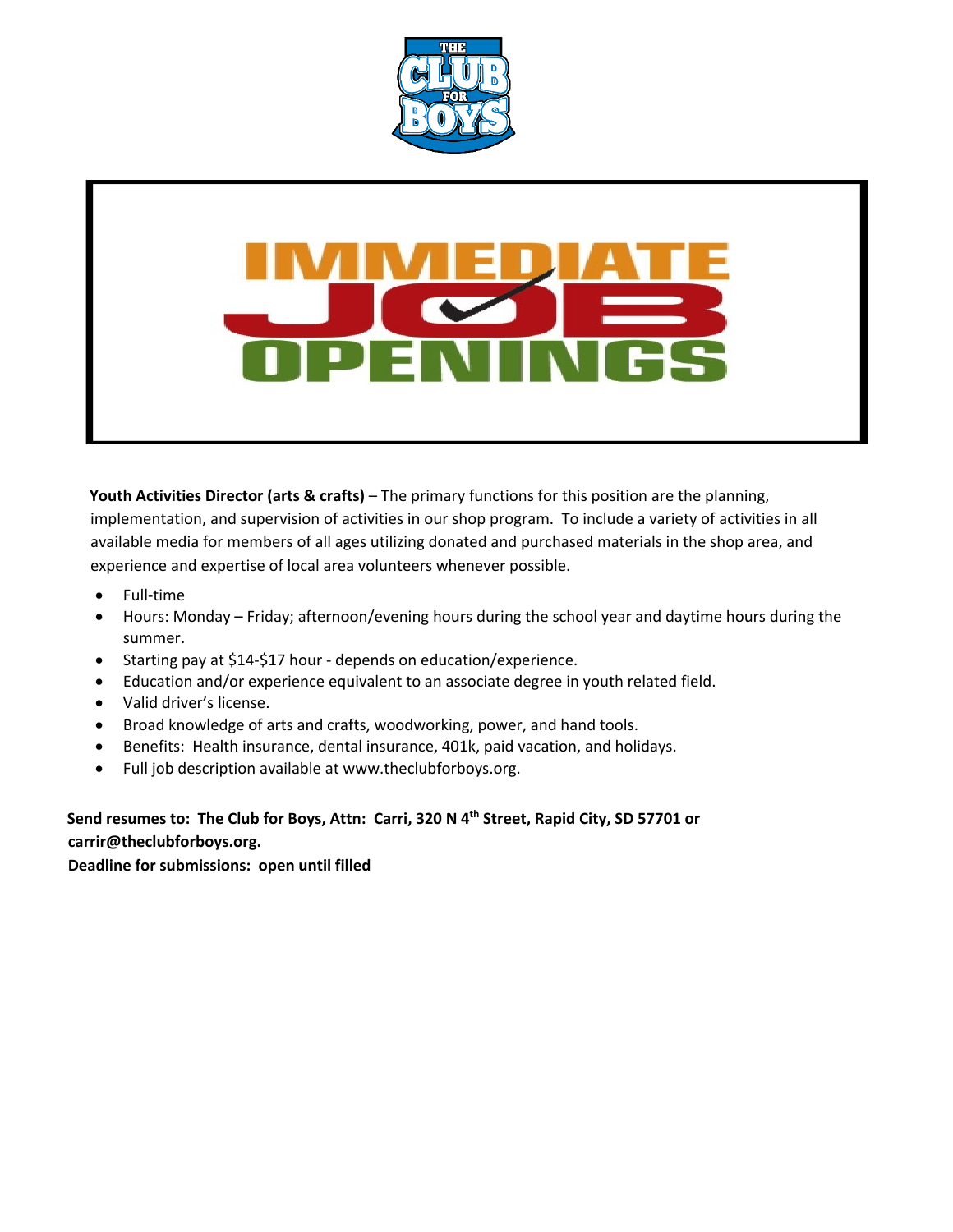THE CLUB FOR BOYS

# IMMEDIATE JOB OPENINGS

**Youth Activities Director (arts & crafts)** – The primary functions for this position are the planning, implementation, and supervision of activities in our shop program. To include a variety of activities in all available media for members of all ages utilizing donated and purchased materials in the shop area, and experience and expertise of local area volunteers whenever possible.

- Full-time
- Hours: Monday – Friday; afternoon/evening hours during the school year and daytime hours during the summer.
- Starting pay at $14-$17 hour - depends on education/experience.
- Education and/or experience equivalent to an associate degree in youth related field.
- Valid driver's license.
- Broad knowledge of arts and crafts, woodworking, power, and hand tools.
- Benefits: Health insurance, dental insurance, 401k, paid vacation, and holidays.
- Full job description available at www.theclubforboys.org.

**Send resumes to: The Club for Boys, Attn: Carri, 320 N 4th Street, Rapid City, SD 57701 or carrir@theclubforboys.org.**

**Deadline for submissions: open until filled**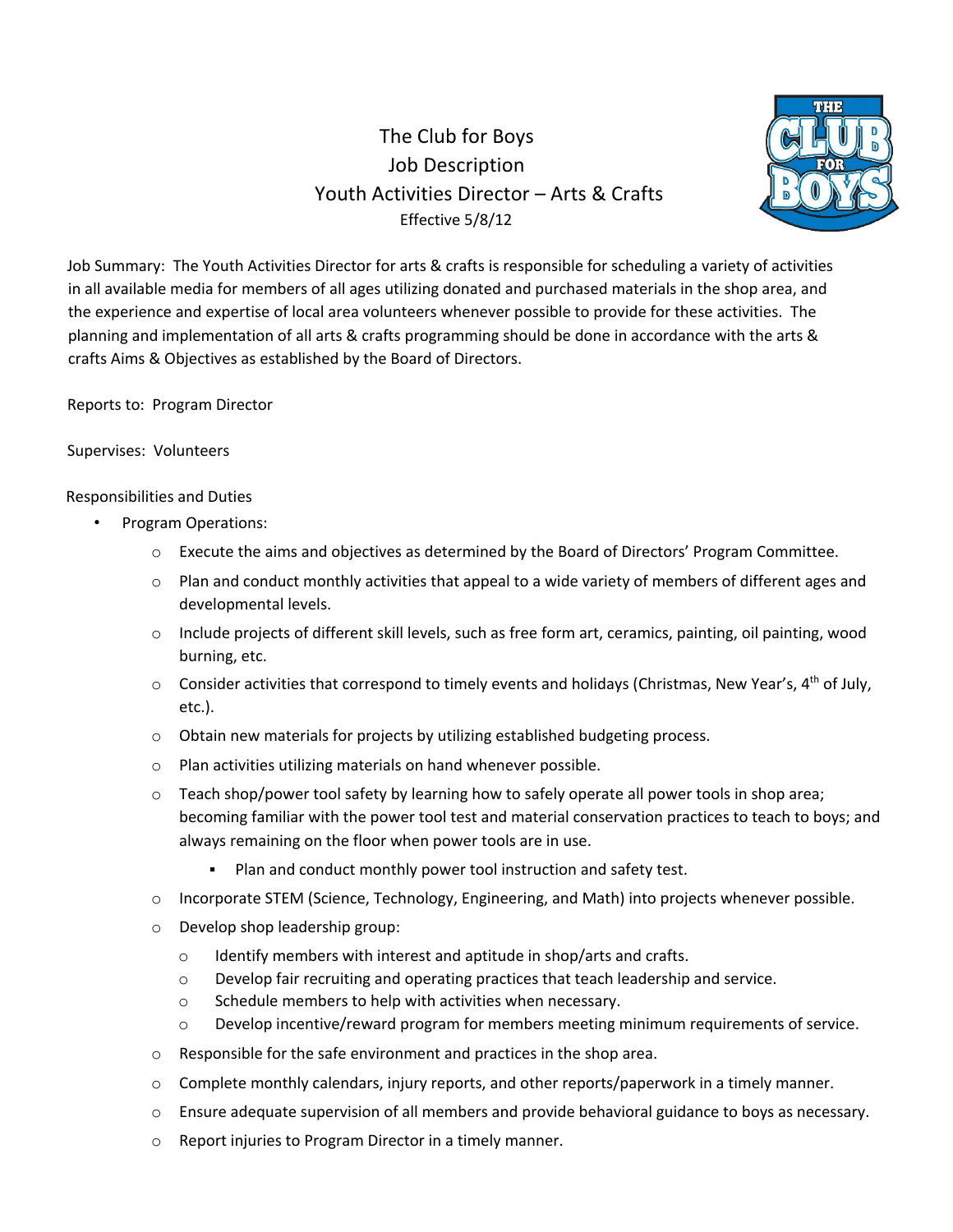# The Club for Boys
## Job Description
## Youth Activities Director – Arts & Crafts
Effective 5/8/12

Job Summary: The Youth Activities Director for arts & crafts is responsible for scheduling a variety of activities in all available media for members of all ages utilizing donated and purchased materials in the shop area, and the experience and expertise of local area volunteers whenever possible to provide for these activities. The planning and implementation of all arts & crafts programming should be done in accordance with the arts & crafts Aims & Objectives as established by the Board of Directors.

Reports to: Program Director

Supervises: Volunteers

Responsibilities and Duties

- Program Operations:
  - Execute the aims and objectives as determined by the Board of Directors' Program Committee.
  - Plan and conduct monthly activities that appeal to a wide variety of members of different ages and developmental levels.
  - Include projects of different skill levels, such as free form art, ceramics, painting, oil painting, wood burning, etc.
  - Consider activities that correspond to timely events and holidays (Christmas, New Year's, 4th of July, etc.).
  - Obtain new materials for projects by utilizing established budgeting process.
  - Plan activities utilizing materials on hand whenever possible.
  - Teach shop/power tool safety by learning how to safely operate all power tools in shop area; becoming familiar with the power tool test and material conservation practices to teach to boys; and always remaining on the floor when power tools are in use.
    - Plan and conduct monthly power tool instruction and safety test.
  - Incorporate STEM (Science, Technology, Engineering, and Math) into projects whenever possible.
  - Develop shop leadership group:
    - Identify members with interest and aptitude in shop/arts and crafts.
    - Develop fair recruiting and operating practices that teach leadership and service.
    - Schedule members to help with activities when necessary.
    - Develop incentive/reward program for members meeting minimum requirements of service.
  - Responsible for the safe environment and practices in the shop area.
  - Complete monthly calendars, injury reports, and other reports/paperwork in a timely manner.
  - Ensure adequate supervision of all members and provide behavioral guidance to boys as necessary.
  - Report injuries to Program Director in a timely manner.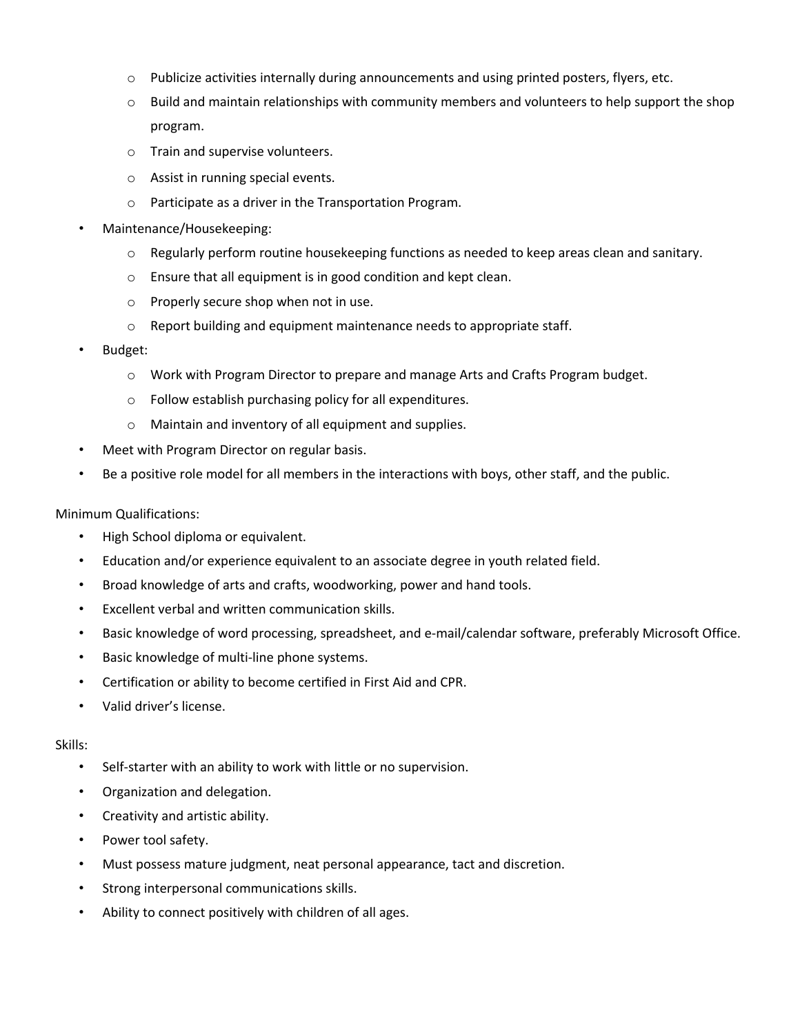- Publicize activities internally during announcements and using printed posters, flyers, etc.
  - Build and maintain relationships with community members and volunteers to help support the shop program.
  - Train and supervise volunteers.
  - Assist in running special events.
  - Participate as a driver in the Transportation Program.
- Maintenance/Housekeeping:
  - Regularly perform routine housekeeping functions as needed to keep areas clean and sanitary.
  - Ensure that all equipment is in good condition and kept clean.
  - Properly secure shop when not in use.
  - Report building and equipment maintenance needs to appropriate staff.
- Budget:
  - Work with Program Director to prepare and manage Arts and Crafts Program budget.
  - Follow establish purchasing policy for all expenditures.
  - Maintain and inventory of all equipment and supplies.
- Meet with Program Director on regular basis.
- Be a positive role model for all members in the interactions with boys, other staff, and the public.

Minimum Qualifications:

- High School diploma or equivalent.
- Education and/or experience equivalent to an associate degree in youth related field.
- Broad knowledge of arts and crafts, woodworking, power and hand tools.
- Excellent verbal and written communication skills.
- Basic knowledge of word processing, spreadsheet, and e-mail/calendar software, preferably Microsoft Office.
- Basic knowledge of multi-line phone systems.
- Certification or ability to become certified in First Aid and CPR.
- Valid driver's license.

Skills:

- Self-starter with an ability to work with little or no supervision.
- Organization and delegation.
- Creativity and artistic ability.
- Power tool safety.
- Must possess mature judgment, neat personal appearance, tact and discretion.
- Strong interpersonal communications skills.
- Ability to connect positively with children of all ages.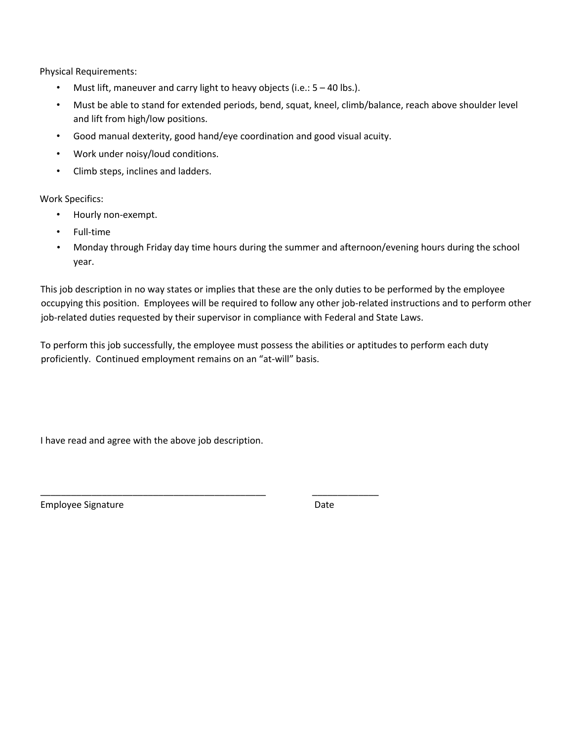Physical Requirements:

- Must lift, maneuver and carry light to heavy objects (i.e.: 5 – 40 lbs.).
- Must be able to stand for extended periods, bend, squat, kneel, climb/balance, reach above shoulder level and lift from high/low positions.
- Good manual dexterity, good hand/eye coordination and good visual acuity.
- Work under noisy/loud conditions.
- Climb steps, inclines and ladders.

Work Specifics:

- Hourly non-exempt.
- Full-time
- Monday through Friday day time hours during the summer and afternoon/evening hours during the school year.

This job description in no way states or implies that these are the only duties to be performed by the employee occupying this position. Employees will be required to follow any other job-related instructions and to perform other job-related duties requested by their supervisor in compliance with Federal and State Laws.

To perform this job successfully, the employee must possess the abilities or aptitudes to perform each duty proficiently. Continued employment remains on an "at-will" basis.

I have read and agree with the above job description.

_____________________________________________ _____________

Employee Signature Date